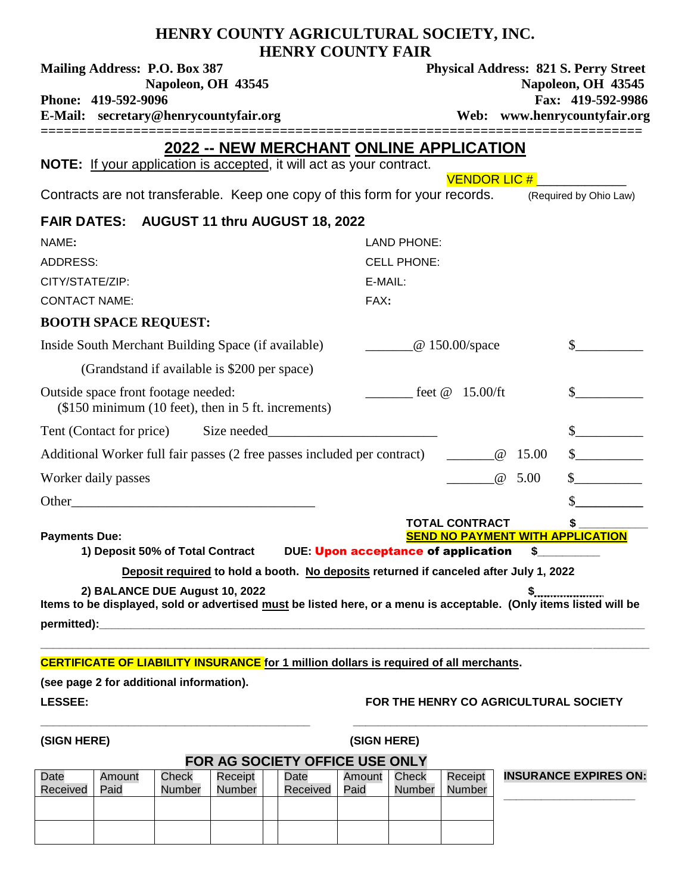# HENRY COUNTY AGRICULTURAL SOCIETY, INC.
## HENRY COUNTY FAIR

**Mailing Address: P.O. Box 387**
**Napoleon, OH 43545**
**Phone: 419-592-9096**
**E-Mail: secretary@henrycountyfair.org**

**Physical Address: 821 S. Perry Street**
**Napoleon, OH 43545**
**Fax: 419-592-9986**
**Web: www.henrycountyfair.org**

---

## 2022 -- NEW MERCHANT ONLINE APPLICATION

**NOTE:** If your application is accepted, it will act as your contract.

VENDOR LIC # ____________ (Required by Ohio Law)

Contracts are not transferable. Keep one copy of this form for your records.

**FAIR DATES: AUGUST 11 thru AUGUST 18, 2022**

| | |
|---|---|
| NAME: | LAND PHONE: |
| ADDRESS: | CELL PHONE: |
| CITY/STATE/ZIP: | E-MAIL: |
| CONTACT NAME: | FAX: |

**BOOTH SPACE REQUEST:**

Inside South Merchant Building Space (if available) _______@ 150.00/space $__________

(Grandstand if available is $200 per space)

Outside space front footage needed: _______ feet @ 15.00/ft $__________
($150 minimum (10 feet), then in 5 ft. increments)

Tent (Contact for price) Size needed________________________ $__________

Additional Worker full fair passes (2 free passes included per contract) _______@ 15.00 $__________

Worker daily passes _______@ 5.00 $__________

Other____________________________________ $__________

**TOTAL CONTRACT $ __________**

**SEND NO PAYMENT WITH APPLICATION**

**Payments Due:**

**1) Deposit 50% of Total Contract DUE: Upon acceptance of application $__________**

**Deposit required to hold a booth. No deposits returned if canceled after July 1, 2022**

**2) BALANCE DUE August 10, 2022 $__________**

**Items to be displayed, sold or advertised must be listed here, or a menu is acceptable. (Only items listed will be permitted):**_______________________________________________

_______________________________________________

**CERTIFICATE OF LIABILITY INSURANCE for 1 million dollars is required of all merchants.**

**(see page 2 for additional information).**

**LESSEE:** **FOR THE HENRY CO AGRICULTURAL SOCIETY**

_______________________________ _______________________________

**(SIGN HERE)** **(SIGN HERE)**

**FOR AG SOCIETY OFFICE USE ONLY**

| Date Received | Amount Paid | Check Number | Receipt Number | | Date Received | Amount Paid | Check Number | Receipt Number |
|---|---|---|---|---|---|---|---|---|
| | | | | | | | | |
| | | | | | | | | |

**INSURANCE EXPIRES ON:** ____________________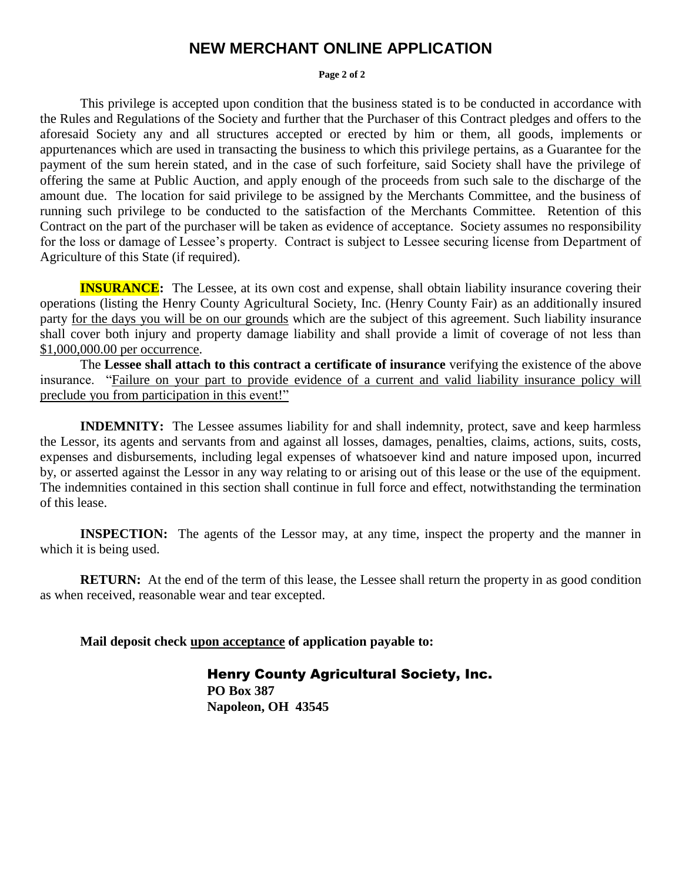# NEW MERCHANT ONLINE APPLICATION

This privilege is accepted upon condition that the business stated is to be conducted in accordance with the Rules and Regulations of the Society and further that the Purchaser of this Contract pledges and offers to the aforesaid Society any and all structures accepted or erected by him or them, all goods, implements or appurtenances which are used in transacting the business to which this privilege pertains, as a Guarantee for the payment of the sum herein stated, and in the case of such forfeiture, said Society shall have the privilege of offering the same at Public Auction, and apply enough of the proceeds from such sale to the discharge of the amount due. The location for said privilege to be assigned by the Merchants Committee, and the business of running such privilege to be conducted to the satisfaction of the Merchants Committee. Retention of this Contract on the part of the purchaser will be taken as evidence of acceptance. Society assumes no responsibility for the loss or damage of Lessee's property. Contract is subject to Lessee securing license from Department of Agriculture of this State (if required).

**INSURANCE:** The Lessee, at its own cost and expense, shall obtain liability insurance covering their operations (listing the Henry County Agricultural Society, Inc. (Henry County Fair) as an additionally insured party for the days you will be on our grounds which are the subject of this agreement. Such liability insurance shall cover both injury and property damage liability and shall provide a limit of coverage of not less than $1,000,000.00 per occurrence.

The **Lessee shall attach to this contract a certificate of insurance** verifying the existence of the above insurance. "Failure on your part to provide evidence of a current and valid liability insurance policy will preclude you from participation in this event!"

**INDEMNITY:** The Lessee assumes liability for and shall indemnity, protect, save and keep harmless the Lessor, its agents and servants from and against all losses, damages, penalties, claims, actions, suits, costs, expenses and disbursements, including legal expenses of whatsoever kind and nature imposed upon, incurred by, or asserted against the Lessor in any way relating to or arising out of this lease or the use of the equipment. The indemnities contained in this section shall continue in full force and effect, notwithstanding the termination of this lease.

**INSPECTION:** The agents of the Lessor may, at any time, inspect the property and the manner in which it is being used.

**RETURN:** At the end of the term of this lease, the Lessee shall return the property in as good condition as when received, reasonable wear and tear excepted.

**Mail deposit check upon acceptance of application payable to:**

**Henry County Agricultural Society, Inc.**
**PO Box 387**
**Napoleon, OH 43545**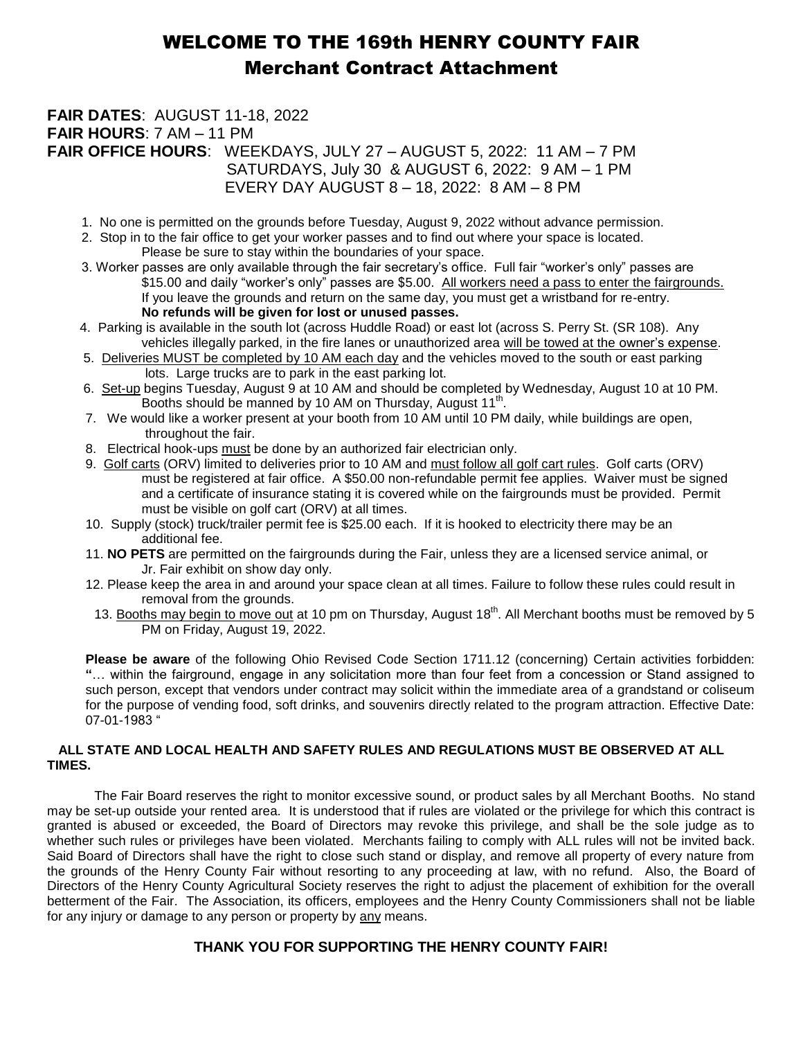# WELCOME TO THE 169th HENRY COUNTY FAIR

## Merchant Contract Attachment

**FAIR DATES**: AUGUST 11-18, 2022
**FAIR HOURS**: 7 AM – 11 PM
**FAIR OFFICE HOURS**: WEEKDAYS, JULY 27 – AUGUST 5, 2022: 11 AM – 7 PM
SATURDAYS, July 30 & AUGUST 6, 2022: 9 AM – 1 PM
EVERY DAY AUGUST 8 – 18, 2022: 8 AM – 8 PM

1. No one is permitted on the grounds before Tuesday, August 9, 2022 without advance permission.
2. Stop in to the fair office to get your worker passes and to find out where your space is located. Please be sure to stay within the boundaries of your space.
3. Worker passes are only available through the fair secretary's office. Full fair "worker's only" passes are $15.00 and daily "worker's only" passes are $5.00. <u>All workers need a pass to enter the fairgrounds.</u> If you leave the grounds and return on the same day, you must get a wristband for re-entry. **No refunds will be given for lost or unused passes.**
4. Parking is available in the south lot (across Huddle Road) or east lot (across S. Perry St. (SR 108). Any vehicles illegally parked, in the fire lanes or unauthorized area <u>will be towed at the owner's expense</u>.
5. <u>Deliveries MUST be completed by 10 AM each day</u> and the vehicles moved to the south or east parking lots. Large trucks are to park in the east parking lot.
6. <u>Set-up</u> begins Tuesday, August 9 at 10 AM and should be completed by Wednesday, August 10 at 10 PM. Booths should be manned by 10 AM on Thursday, August 11th.
7. We would like a worker present at your booth from 10 AM until 10 PM daily, while buildings are open, throughout the fair.
8. Electrical hook-ups <u>must</u> be done by an authorized fair electrician only.
9. <u>Golf carts</u> (ORV) limited to deliveries prior to 10 AM and <u>must follow all golf cart rules</u>. Golf carts (ORV) must be registered at fair office. A $50.00 non-refundable permit fee applies. Waiver must be signed and a certificate of insurance stating it is covered while on the fairgrounds must be provided. Permit must be visible on golf cart (ORV) at all times.
10. Supply (stock) truck/trailer permit fee is $25.00 each. If it is hooked to electricity there may be an additional fee.
11. **NO PETS** are permitted on the fairgrounds during the Fair, unless they are a licensed service animal, or Jr. Fair exhibit on show day only.
12. Please keep the area in and around your space clean at all times. Failure to follow these rules could result in removal from the grounds.
13. <u>Booths may begin to move out</u> at 10 pm on Thursday, August 18th. All Merchant booths must be removed by 5 PM on Friday, August 19, 2022.

**Please be aware** of the following Ohio Revised Code Section 1711.12 (concerning) Certain activities forbidden: **"**… within the fairground, engage in any solicitation more than four feet from a concession or Stand assigned to such person, except that vendors under contract may solicit within the immediate area of a grandstand or coliseum for the purpose of vending food, soft drinks, and souvenirs directly related to the program attraction. Effective Date: 07-01-1983 "

**ALL STATE AND LOCAL HEALTH AND SAFETY RULES AND REGULATIONS MUST BE OBSERVED AT ALL TIMES.**

The Fair Board reserves the right to monitor excessive sound, or product sales by all Merchant Booths. No stand may be set-up outside your rented area. It is understood that if rules are violated or the privilege for which this contract is granted is abused or exceeded, the Board of Directors may revoke this privilege, and shall be the sole judge as to whether such rules or privileges have been violated. Merchants failing to comply with ALL rules will not be invited back. Said Board of Directors shall have the right to close such stand or display, and remove all property of every nature from the grounds of the Henry County Fair without resorting to any proceeding at law, with no refund. Also, the Board of Directors of the Henry County Agricultural Society reserves the right to adjust the placement of exhibition for the overall betterment of the Fair. The Association, its officers, employees and the Henry County Commissioners shall not be liable for any injury or damage to any person or property by <u>any</u> means.

**THANK YOU FOR SUPPORTING THE HENRY COUNTY FAIR!**